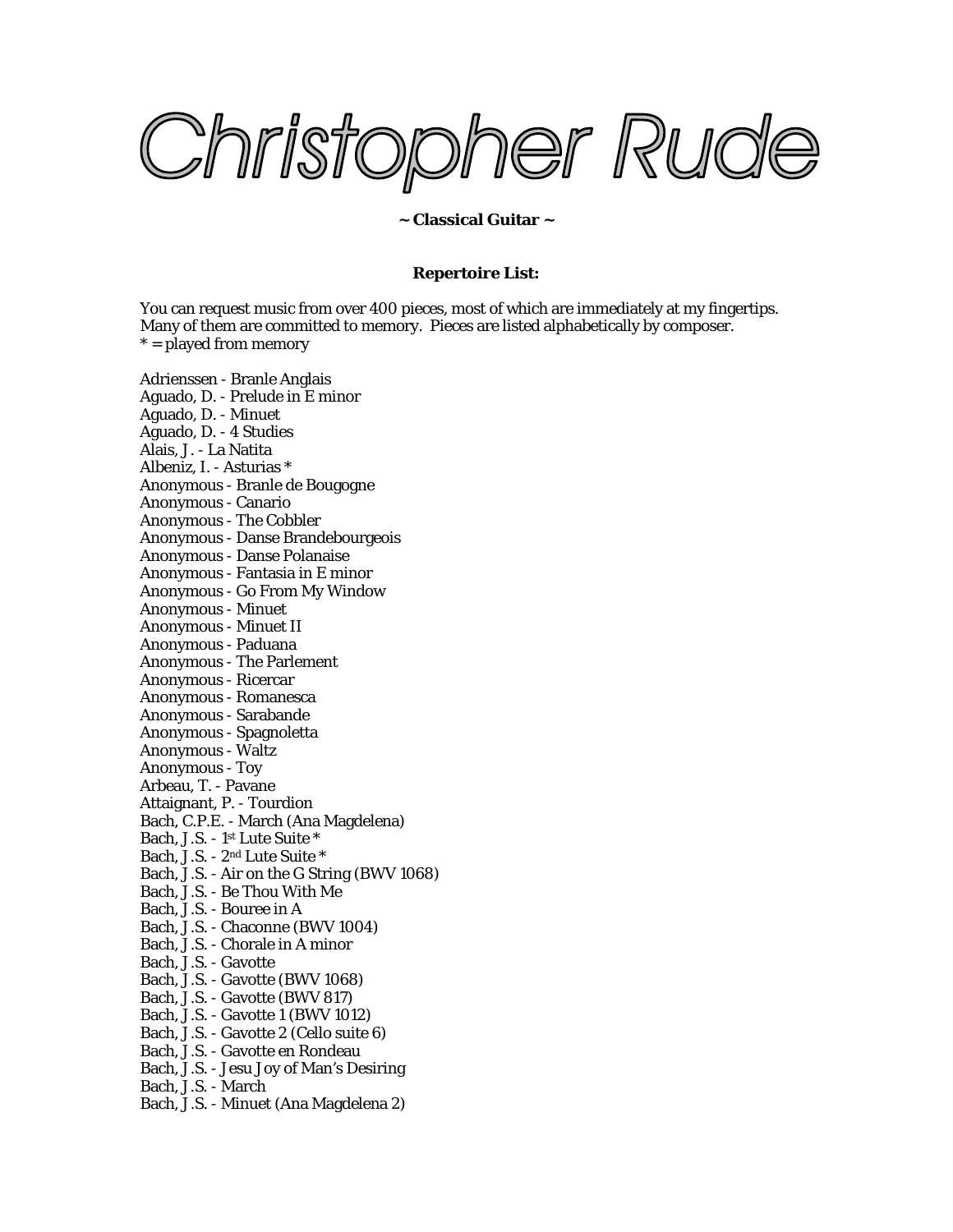# Christopher Rude

**~ Classical Guitar ~**

**Repertoire List:**

You can request music from over 400 pieces, most of which are immediately at my fingertips. Many of them are committed to memory. Pieces are listed alphabetically by composer.
* = played from memory

Adrienssen - Branle Anglais
Aguado, D. - Prelude in E minor
Aguado, D. - Minuet
Aguado, D. - 4 Studies
Alais, J. - La Natita
Albeniz, I. - Asturias *
Anonymous - Branle de Bougogne
Anonymous - Canario
Anonymous - The Cobbler
Anonymous - Danse Brandebourgeois
Anonymous - Danse Polanaise
Anonymous - Fantasia in E minor
Anonymous - Go From My Window
Anonymous - Minuet
Anonymous - Minuet II
Anonymous - Paduana
Anonymous - The Parlement
Anonymous - Ricercar
Anonymous - Romanesca
Anonymous - Sarabande
Anonymous - Spagnoletta
Anonymous - Waltz
Anonymous - Toy
Arbeau, T. - Pavane
Attaignant, P. - Tourdion
Bach, C.P.E. - March (Ana Magdelena)
Bach, J.S. - 1st Lute Suite *
Bach, J.S. - 2nd Lute Suite *
Bach, J.S. - Air on the G String (BWV 1068)
Bach, J.S. - Be Thou With Me
Bach, J.S. - Bouree in A
Bach, J.S. - Chaconne (BWV 1004)
Bach, J.S. - Chorale in A minor
Bach, J.S. - Gavotte
Bach, J.S. - Gavotte (BWV 1068)
Bach, J.S. - Gavotte (BWV 817)
Bach, J.S. - Gavotte 1 (BWV 1012)
Bach, J.S. - Gavotte 2 (Cello suite 6)
Bach, J.S. - Gavotte en Rondeau
Bach, J.S. - Jesu Joy of Man's Desiring
Bach, J.S. - March
Bach, J.S. - Minuet (Ana Magdelena 2)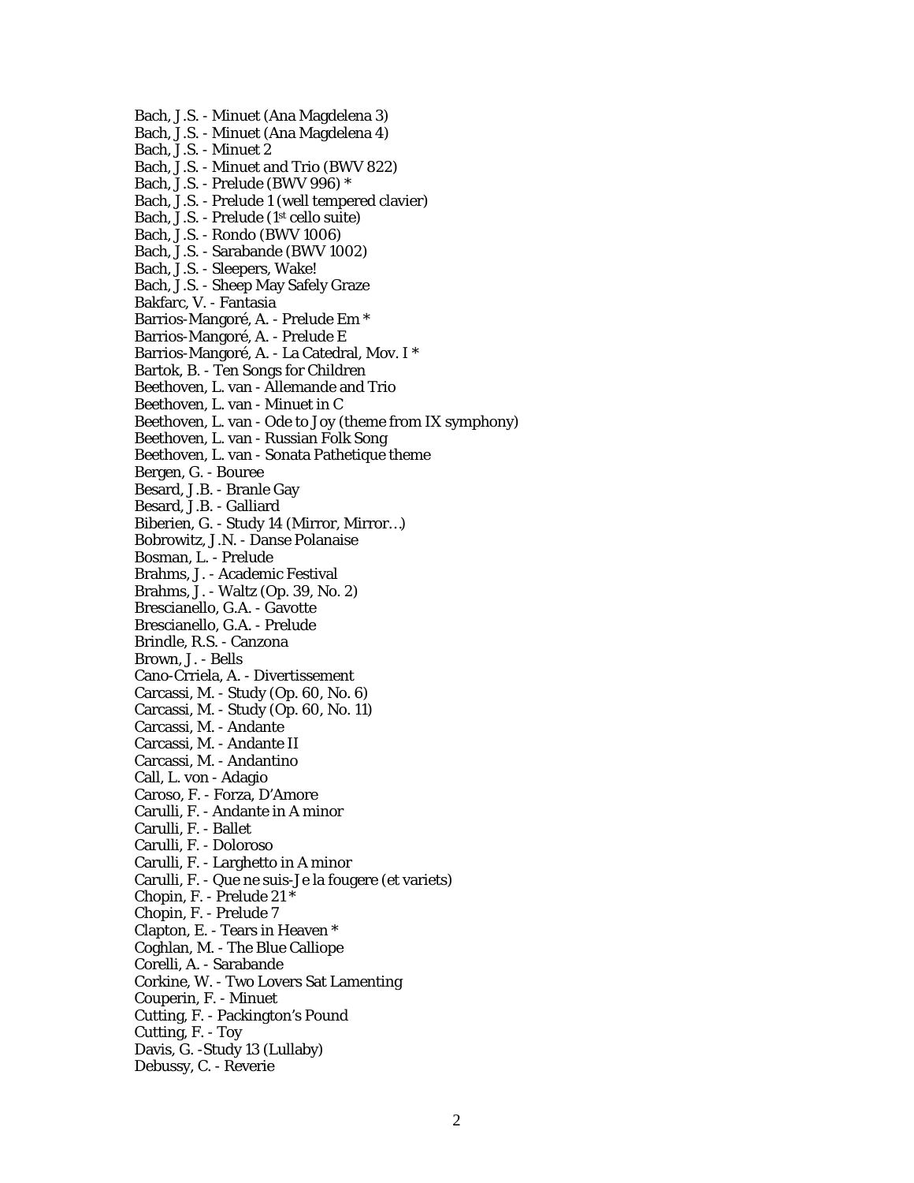Bach, J.S. - Minuet (Ana Magdelena 3)
Bach, J.S. - Minuet (Ana Magdelena 4)
Bach, J.S. - Minuet 2
Bach, J.S. - Minuet and Trio (BWV 822)
Bach, J.S. - Prelude (BWV 996) *
Bach, J.S. - Prelude 1 (well tempered clavier)
Bach, J.S. - Prelude (1st cello suite)
Bach, J.S. - Rondo (BWV 1006)
Bach, J.S. - Sarabande (BWV 1002)
Bach, J.S. - Sleepers, Wake!
Bach, J.S. - Sheep May Safely Graze
Bakfarc, V. - Fantasia
Barrios-Mangoré, A. - Prelude Em *
Barrios-Mangoré, A. - Prelude E
Barrios-Mangoré, A. - La Catedral, Mov. I *
Bartok, B. - Ten Songs for Children
Beethoven, L. van - Allemande and Trio
Beethoven, L. van - Minuet in C
Beethoven, L. van - Ode to Joy (theme from IX symphony)
Beethoven, L. van - Russian Folk Song
Beethoven, L. van - Sonata Pathetique theme
Bergen, G. - Bouree
Besard, J.B. - Branle Gay
Besard, J.B. - Galliard
Biberien, G. - Study 14 (Mirror, Mirror…)
Bobrowitz, J.N. - Danse Polanaise
Bosman, L. - Prelude
Brahms, J. - Academic Festival
Brahms, J. - Waltz (Op. 39, No. 2)
Brescianello, G.A. - Gavotte
Brescianello, G.A. - Prelude
Brindle, R.S. - Canzona
Brown, J. - Bells
Cano-Crriela, A. - Divertissement
Carcassi, M. - Study (Op. 60, No. 6)
Carcassi, M. - Study (Op. 60, No. 11)
Carcassi, M. - Andante
Carcassi, M. - Andante II
Carcassi, M. - Andantino
Call, L. von - Adagio
Caroso, F. - Forza, D'Amore
Carulli, F. - Andante in A minor
Carulli, F. - Ballet
Carulli, F. - Doloroso
Carulli, F. - Larghetto in A minor
Carulli, F. - Que ne suis-Je la fougere (et variets)
Chopin, F. - Prelude 21 *
Chopin, F. - Prelude 7
Clapton, E. - Tears in Heaven *
Coghlan, M. - The Blue Calliope
Corelli, A. - Sarabande
Corkine, W. - Two Lovers Sat Lamenting
Couperin, F. - Minuet
Cutting, F. - Packington's Pound
Cutting, F. - Toy
Davis, G. -Study 13 (Lullaby)
Debussy, C. - Reverie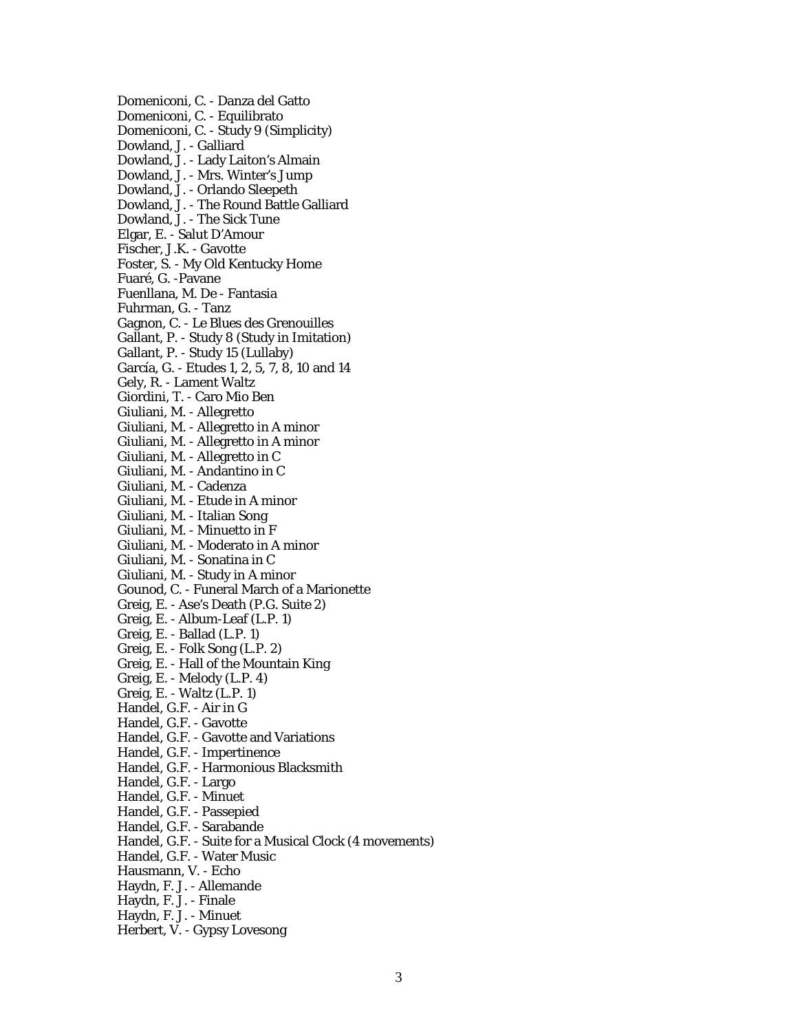Domeniconi, C. - Danza del Gatto
Domeniconi, C. - Equilibrato
Domeniconi, C. - Study 9 (Simplicity)
Dowland, J. - Galliard
Dowland, J. - Lady Laiton's Almain
Dowland, J. - Mrs. Winter's Jump
Dowland, J. - Orlando Sleepeth
Dowland, J. - The Round Battle Galliard
Dowland, J. - The Sick Tune
Elgar, E. - Salut D'Amour
Fischer, J.K. - Gavotte
Foster, S. - My Old Kentucky Home
Fuaré, G. -Pavane
Fuenllana, M. De - Fantasia
Fuhrman, G. - Tanz
Gagnon, C. - Le Blues des Grenouilles
Gallant, P. - Study 8 (Study in Imitation)
Gallant, P. - Study 15 (Lullaby)
García, G. - Etudes 1, 2, 5, 7, 8, 10 and 14
Gely, R. - Lament Waltz
Giordini, T. - Caro Mio Ben
Giuliani, M. - Allegretto
Giuliani, M. - Allegretto in A minor
Giuliani, M. - Allegretto in A minor
Giuliani, M. - Allegretto in C
Giuliani, M. - Andantino in C
Giuliani, M. - Cadenza
Giuliani, M. - Etude in A minor
Giuliani, M. - Italian Song
Giuliani, M. - Minuetto in F
Giuliani, M. - Moderato in A minor
Giuliani, M. - Sonatina in C
Giuliani, M. - Study in A minor
Gounod, C. - Funeral March of a Marionette
Greig, E. - Ase's Death (P.G. Suite 2)
Greig, E. - Album-Leaf (L.P. 1)
Greig, E. - Ballad (L.P. 1)
Greig, E. - Folk Song (L.P. 2)
Greig, E. - Hall of the Mountain King
Greig, E. - Melody (L.P. 4)
Greig, E. - Waltz (L.P. 1)
Handel, G.F. - Air in G
Handel, G.F. - Gavotte
Handel, G.F. - Gavotte and Variations
Handel, G.F. - Impertinence
Handel, G.F. - Harmonious Blacksmith
Handel, G.F. - Largo
Handel, G.F. - Minuet
Handel, G.F. - Passepied
Handel, G.F. - Sarabande
Handel, G.F. - Suite for a Musical Clock (4 movements)
Handel, G.F. - Water Music
Hausmann, V. - Echo
Haydn, F. J. - Allemande
Haydn, F. J. - Finale
Haydn, F. J. - Minuet
Herbert, V. - Gypsy Lovesong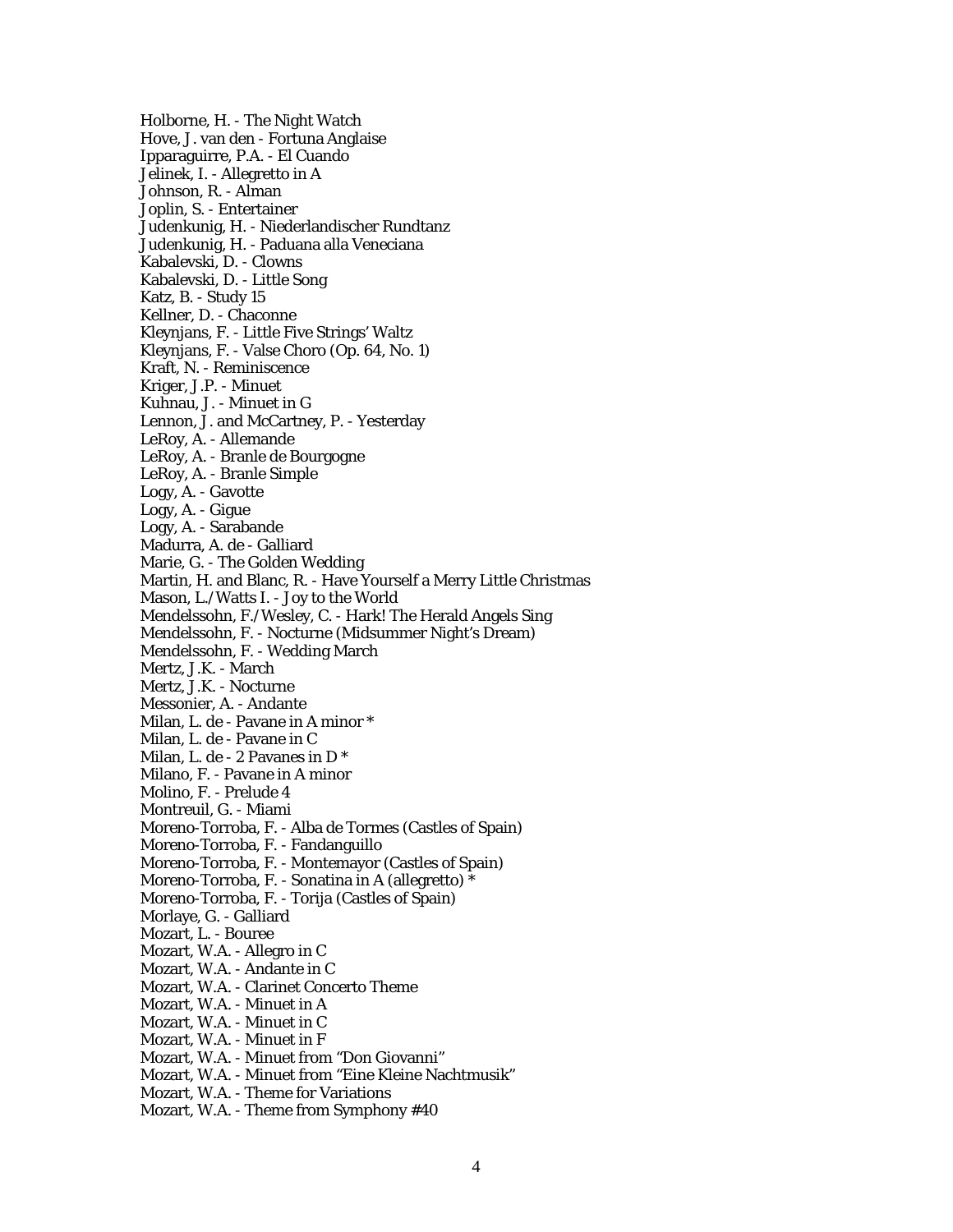Holborne, H. - The Night Watch
Hove, J. van den - Fortuna Anglaise
Ipparaguirre, P.A. - El Cuando
Jelinek, I. - Allegretto in A
Johnson, R. - Alman
Joplin, S. - Entertainer
Judenkunig, H. - Niederlandischer Rundtanz
Judenkunig, H. - Paduana alla Veneciana
Kabalevski, D. - Clowns
Kabalevski, D. - Little Song
Katz, B. - Study 15
Kellner, D. - Chaconne
Kleynjans, F. - Little Five Strings' Waltz
Kleynjans, F. - Valse Choro (Op. 64, No. 1)
Kraft, N. - Reminiscence
Kriger, J.P. - Minuet
Kuhnau, J. - Minuet in G
Lennon, J. and McCartney, P. - Yesterday
LeRoy, A. - Allemande
LeRoy, A. - Branle de Bourgogne
LeRoy, A. - Branle Simple
Logy, A. - Gavotte
Logy, A. - Gigue
Logy, A. - Sarabande
Madurra, A. de - Galliard
Marie, G. - The Golden Wedding
Martin, H. and Blanc, R. - Have Yourself a Merry Little Christmas
Mason, L./Watts I. - Joy to the World
Mendelssohn, F./Wesley, C. - Hark! The Herald Angels Sing
Mendelssohn, F. - Nocturne (Midsummer Night's Dream)
Mendelssohn, F. - Wedding March
Mertz, J.K. - March
Mertz, J.K. - Nocturne
Messonier, A. - Andante
Milan, L. de - Pavane in A minor *
Milan, L. de - Pavane in C
Milan, L. de - 2 Pavanes in D *
Milano, F. - Pavane in A minor
Molino, F. - Prelude 4
Montreuil, G. - Miami
Moreno-Torroba, F. - Alba de Tormes (Castles of Spain)
Moreno-Torroba, F. - Fandanguillo
Moreno-Torroba, F. - Montemayor (Castles of Spain)
Moreno-Torroba, F. - Sonatina in A (allegretto) *
Moreno-Torroba, F. - Torija (Castles of Spain)
Morlaye, G. - Galliard
Mozart, L. - Bouree
Mozart, W.A. - Allegro in C
Mozart, W.A. - Andante in C
Mozart, W.A. - Clarinet Concerto Theme
Mozart, W.A. - Minuet in A
Mozart, W.A. - Minuet in C
Mozart, W.A. - Minuet in F
Mozart, W.A. - Minuet from "Don Giovanni"
Mozart, W.A. - Minuet from "Eine Kleine Nachtmusik"
Mozart, W.A. - Theme for Variations
Mozart, W.A. - Theme from Symphony #40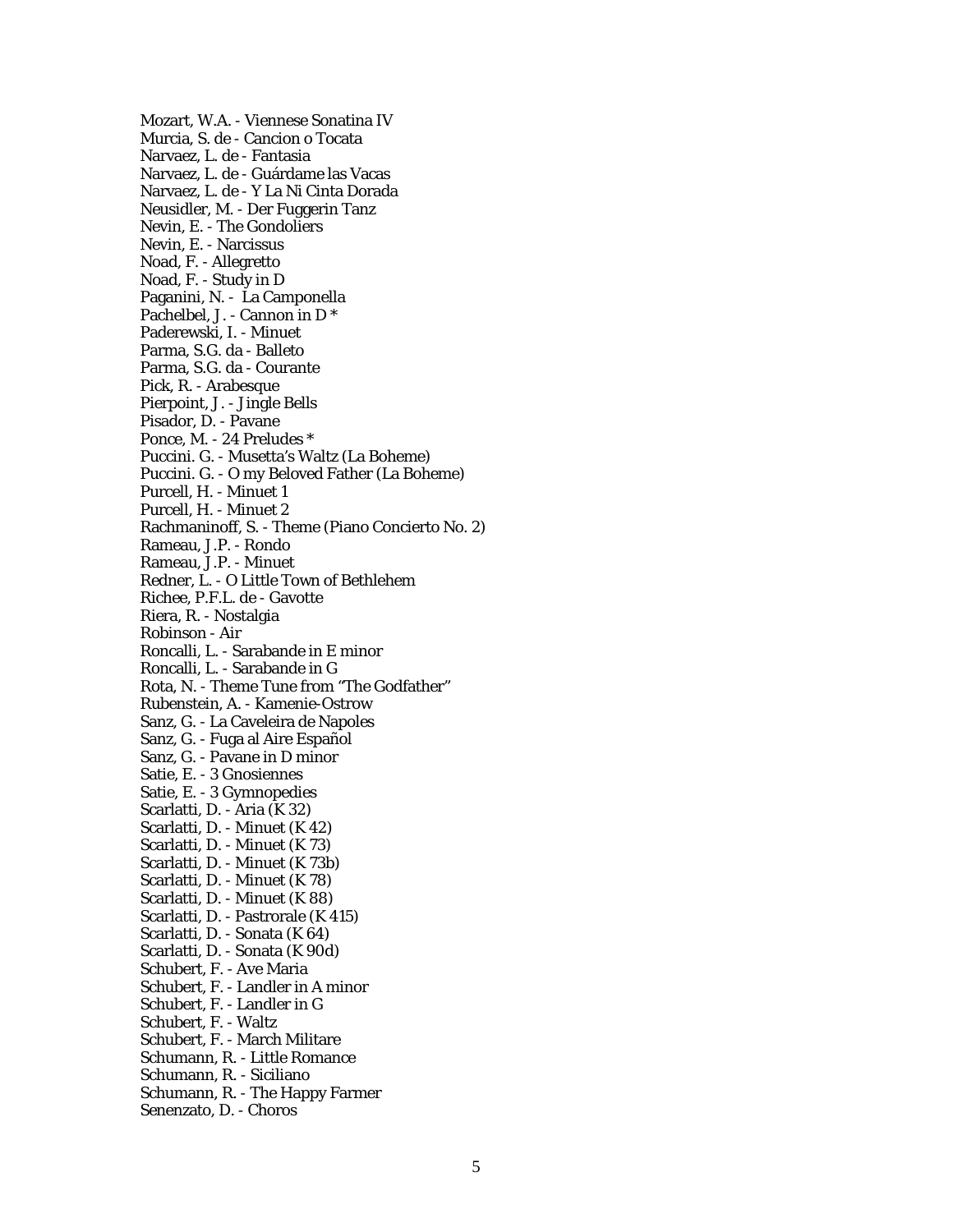Mozart, W.A. - Viennese Sonatina IV
Murcia, S. de - Cancion o Tocata
Narvaez, L. de - Fantasia
Narvaez, L. de - Guárdame las Vacas
Narvaez, L. de - Y La Ni Cinta Dorada
Neusidler, M. - Der Fuggerin Tanz
Nevin, E. - The Gondoliers
Nevin, E. - Narcissus
Noad, F. - Allegretto
Noad, F. - Study in D
Paganini, N. - La Camponella
Pachelbel, J. - Cannon in D *
Paderewski, I. - Minuet
Parma, S.G. da - Balleto
Parma, S.G. da - Courante
Pick, R. - Arabesque
Pierpoint, J. - Jingle Bells
Pisador, D. - Pavane
Ponce, M. - 24 Preludes *
Puccini. G. - Musetta's Waltz (La Boheme)
Puccini. G. - O my Beloved Father (La Boheme)
Purcell, H. - Minuet 1
Purcell, H. - Minuet 2
Rachmaninoff, S. - Theme (Piano Concierto No. 2)
Rameau, J.P. - Rondo
Rameau, J.P. - Minuet
Redner, L. - O Little Town of Bethlehem
Richee, P.F.L. de - Gavotte
Riera, R. - Nostalgia
Robinson - Air
Roncalli, L. - Sarabande in E minor
Roncalli, L. - Sarabande in G
Rota, N. - Theme Tune from "The Godfather"
Rubenstein, A. - Kamenie-Ostrow
Sanz, G. - La Caveleira de Napoles
Sanz, G. - Fuga al Aire Español
Sanz, G. - Pavane in D minor
Satie, E. - 3 Gnosiennes
Satie, E. - 3 Gymnopedies
Scarlatti, D. - Aria (K 32)
Scarlatti, D. - Minuet (K 42)
Scarlatti, D. - Minuet (K 73)
Scarlatti, D. - Minuet (K 73b)
Scarlatti, D. - Minuet (K 78)
Scarlatti, D. - Minuet (K 88)
Scarlatti, D. - Pastrorale (K 415)
Scarlatti, D. - Sonata (K 64)
Scarlatti, D. - Sonata (K 90d)
Schubert, F. - Ave Maria
Schubert, F. - Landler in A minor
Schubert, F. - Landler in G
Schubert, F. - Waltz
Schubert, F. - March Militare
Schumann, R. - Little Romance
Schumann, R. - Siciliano
Schumann, R. - The Happy Farmer
Senenzato, D. - Choros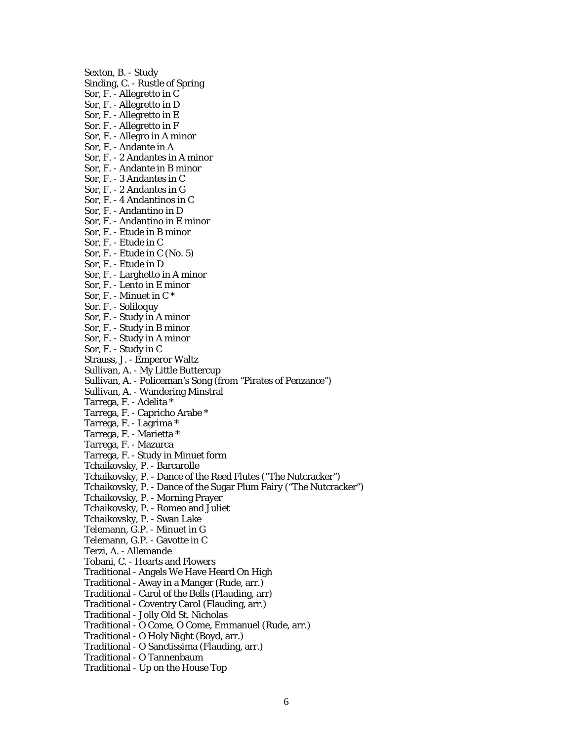Sexton, B. - Study
Sinding, C. - Rustle of Spring
Sor, F. - Allegretto in C
Sor, F. - Allegretto in D
Sor, F. - Allegretto in E
Sor. F. - Allegretto in F
Sor, F. - Allegro in A minor
Sor, F. - Andante in A
Sor, F. - 2 Andantes in A minor
Sor, F. - Andante in B minor
Sor, F. - 3 Andantes in C
Sor, F. - 2 Andantes in G
Sor, F. - 4 Andantinos in C
Sor, F. - Andantino in D
Sor, F. - Andantino in E minor
Sor, F. - Etude in B minor
Sor, F. - Etude in C
Sor, F. - Etude in C (No. 5)
Sor, F. - Etude in D
Sor, F. - Larghetto in A minor
Sor, F. - Lento in E minor
Sor, F. - Minuet in C *
Sor. F. - Soliloquy
Sor, F. - Study in A minor
Sor, F. - Study in B minor
Sor, F. - Study in A minor
Sor, F. - Study in C
Strauss, J. - Emperor Waltz
Sullivan, A. - My Little Buttercup
Sullivan, A. - Policeman's Song (from "Pirates of Penzance")
Sullivan, A. - Wandering Minstral
Tarrega, F. - Adelita *
Tarrega, F. - Capricho Arabe *
Tarrega, F. - Lagrima *
Tarrega, F. - Marietta *
Tarrega, F. - Mazurca
Tarrega, F. - Study in Minuet form
Tchaikovsky, P. - Barcarolle
Tchaikovsky, P. - Dance of the Reed Flutes ("The Nutcracker")
Tchaikovsky, P. - Dance of the Sugar Plum Fairy ("The Nutcracker")
Tchaikovsky, P. - Morning Prayer
Tchaikovsky, P. - Romeo and Juliet
Tchaikovsky, P. - Swan Lake
Telemann, G.P. - Minuet in G
Telemann, G.P. - Gavotte in C
Terzi, A. - Allemande
Tobani, C. - Hearts and Flowers
Traditional - Angels We Have Heard On High
Traditional - Away in a Manger (Rude, arr.)
Traditional - Carol of the Bells (Flauding, arr)
Traditional - Coventry Carol (Flauding, arr.)
Traditional - Jolly Old St. Nicholas
Traditional - O Come, O Come, Emmanuel (Rude, arr.)
Traditional - O Holy Night (Boyd, arr.)
Traditional - O Sanctissima (Flauding, arr.)
Traditional - O Tannenbaum
Traditional - Up on the House Top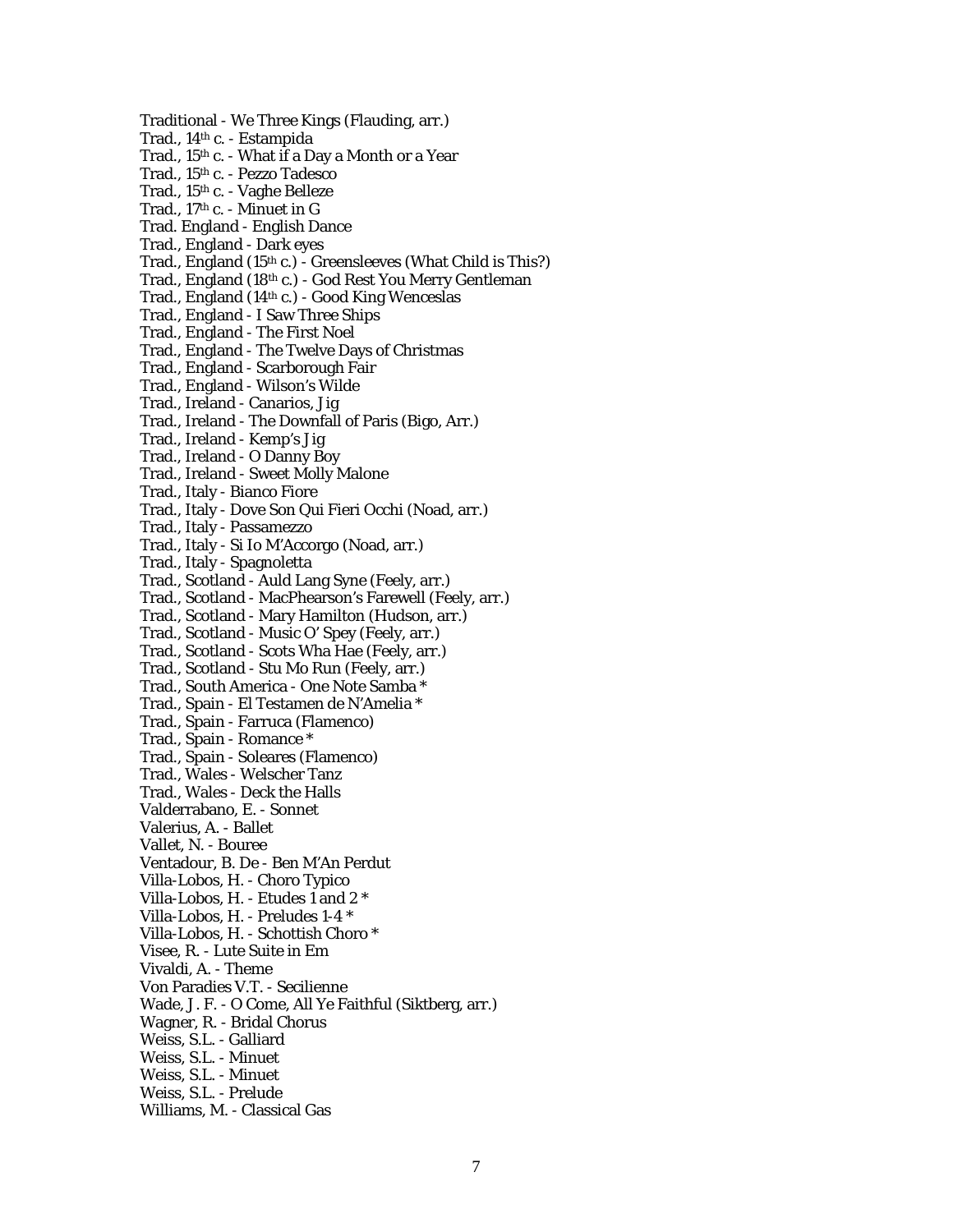Traditional - We Three Kings (Flauding, arr.)
Trad., 14th c. - Estampida
Trad., 15th c. - What if a Day a Month or a Year
Trad., 15th c. - Pezzo Tadesco
Trad., 15th c. - Vaghe Belleze
Trad., 17th c. - Minuet in G
Trad. England - English Dance
Trad., England - Dark eyes
Trad., England (15th c.) - Greensleeves (What Child is This?)
Trad., England (18th c.) - God Rest You Merry Gentleman
Trad., England (14th c.) - Good King Wenceslas
Trad., England - I Saw Three Ships
Trad., England - The First Noel
Trad., England - The Twelve Days of Christmas
Trad., England - Scarborough Fair
Trad., England - Wilson's Wilde
Trad., Ireland - Canarios, Jig
Trad., Ireland - The Downfall of Paris (Bigo, Arr.)
Trad., Ireland - Kemp's Jig
Trad., Ireland - O Danny Boy
Trad., Ireland - Sweet Molly Malone
Trad., Italy - Bianco Fiore
Trad., Italy - Dove Son Qui Fieri Occhi (Noad, arr.)
Trad., Italy - Passamezzo
Trad., Italy - Si Io M'Accorgo (Noad, arr.)
Trad., Italy - Spagnoletta
Trad., Scotland - Auld Lang Syne (Feely, arr.)
Trad., Scotland - MacPhearson's Farewell (Feely, arr.)
Trad., Scotland - Mary Hamilton (Hudson, arr.)
Trad., Scotland - Music O' Spey (Feely, arr.)
Trad., Scotland - Scots Wha Hae (Feely, arr.)
Trad., Scotland - Stu Mo Run (Feely, arr.)
Trad., South America - One Note Samba *
Trad., Spain - El Testamen de N'Amelia *
Trad., Spain - Farruca (Flamenco)
Trad., Spain - Romance *
Trad., Spain - Soleares (Flamenco)
Trad., Wales - Welscher Tanz
Trad., Wales - Deck the Halls
Valderrabano, E. - Sonnet
Valerius, A. - Ballet
Vallet, N. - Bouree
Ventadour, B. De - Ben M'An Perdut
Villa-Lobos, H. - Choro Typico
Villa-Lobos, H. - Etudes 1 and 2 *
Villa-Lobos, H. - Preludes 1-4 *
Villa-Lobos, H. - Schottish Choro *
Visee, R. - Lute Suite in Em
Vivaldi, A. - Theme
Von Paradies V.T. - Secilienne
Wade, J. F. - O Come, All Ye Faithful (Siktberg, arr.)
Wagner, R. - Bridal Chorus
Weiss, S.L. - Galliard
Weiss, S.L. - Minuet
Weiss, S.L. - Minuet
Weiss, S.L. - Prelude
Williams, M. - Classical Gas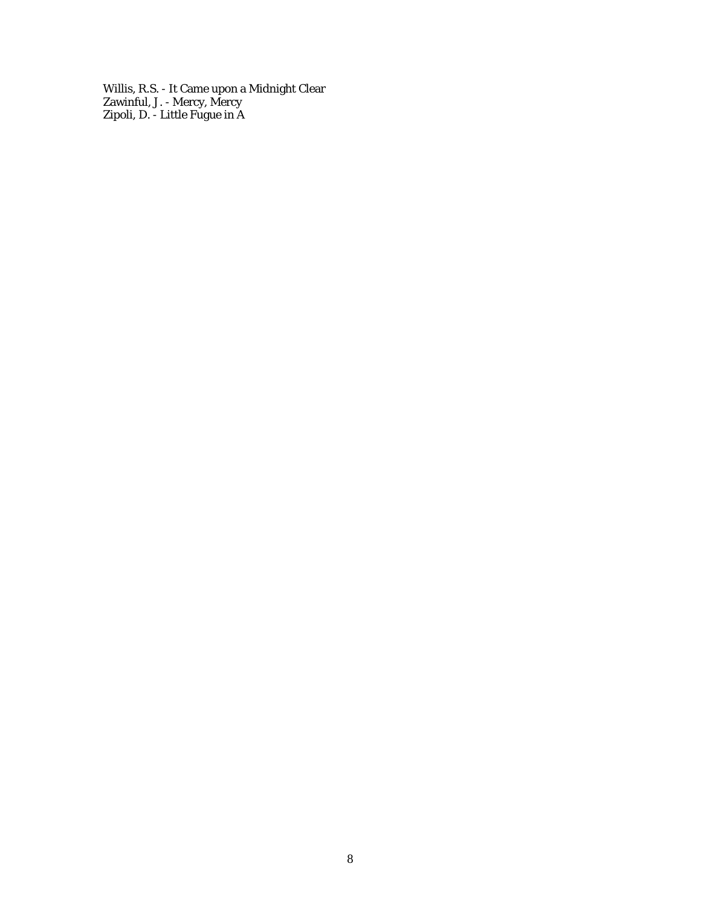Willis, R.S. - It Came upon a Midnight Clear
Zawinful, J. - Mercy, Mercy
Zipoli, D. - Little Fugue in A